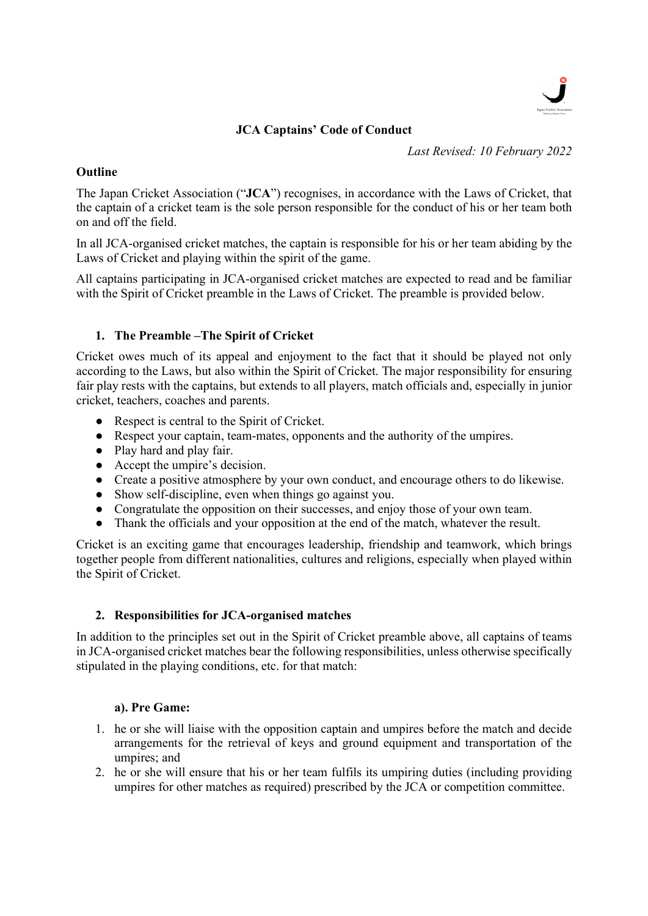# JCA Captains' Code of Conduct

*Last Revised: 10 February 2022*

## Outline

The Japan Cricket Association ("**JCA**") recognises, in accordance with the Laws of Cricket, that the captain of a cricket team is the sole person responsible for the conduct of his or her team both on and off the field.

In all JCA-organised cricket matches, the captain is responsible for his or her team abiding by the Laws of Cricket and playing within the spirit of the game.

All captains participating in JCA-organised cricket matches are expected to read and be familiar with the Spirit of Cricket preamble in the Laws of Cricket. The preamble is provided below.

### 1. The Preamble –The Spirit of Cricket

Cricket owes much of its appeal and enjoyment to the fact that it should be played not only according to the Laws, but also within the Spirit of Cricket. The major responsibility for ensuring fair play rests with the captains, but extends to all players, match officials and, especially in junior cricket, teachers, coaches and parents.

- Respect is central to the Spirit of Cricket.
- Respect your captain, team-mates, opponents and the authority of the umpires.
- Play hard and play fair.
- Accept the umpire's decision.
- Create a positive atmosphere by your own conduct, and encourage others to do likewise.
- Show self-discipline, even when things go against you.
- Congratulate the opposition on their successes, and enjoy those of your own team.
- Thank the officials and your opposition at the end of the match, whatever the result.

Cricket is an exciting game that encourages leadership, friendship and teamwork, which brings together people from different nationalities, cultures and religions, especially when played within the Spirit of Cricket.

### 2. Responsibilities for JCA-organised matches

In addition to the principles set out in the Spirit of Cricket preamble above, all captains of teams in JCA-organised cricket matches bear the following responsibilities, unless otherwise specifically stipulated in the playing conditions, etc. for that match:

#### a). Pre Game:

1. he or she will liaise with the opposition captain and umpires before the match and decide arrangements for the retrieval of keys and ground equipment and transportation of the umpires; and
2. he or she will ensure that his or her team fulfils its umpiring duties (including providing umpires for other matches as required) prescribed by the JCA or competition committee.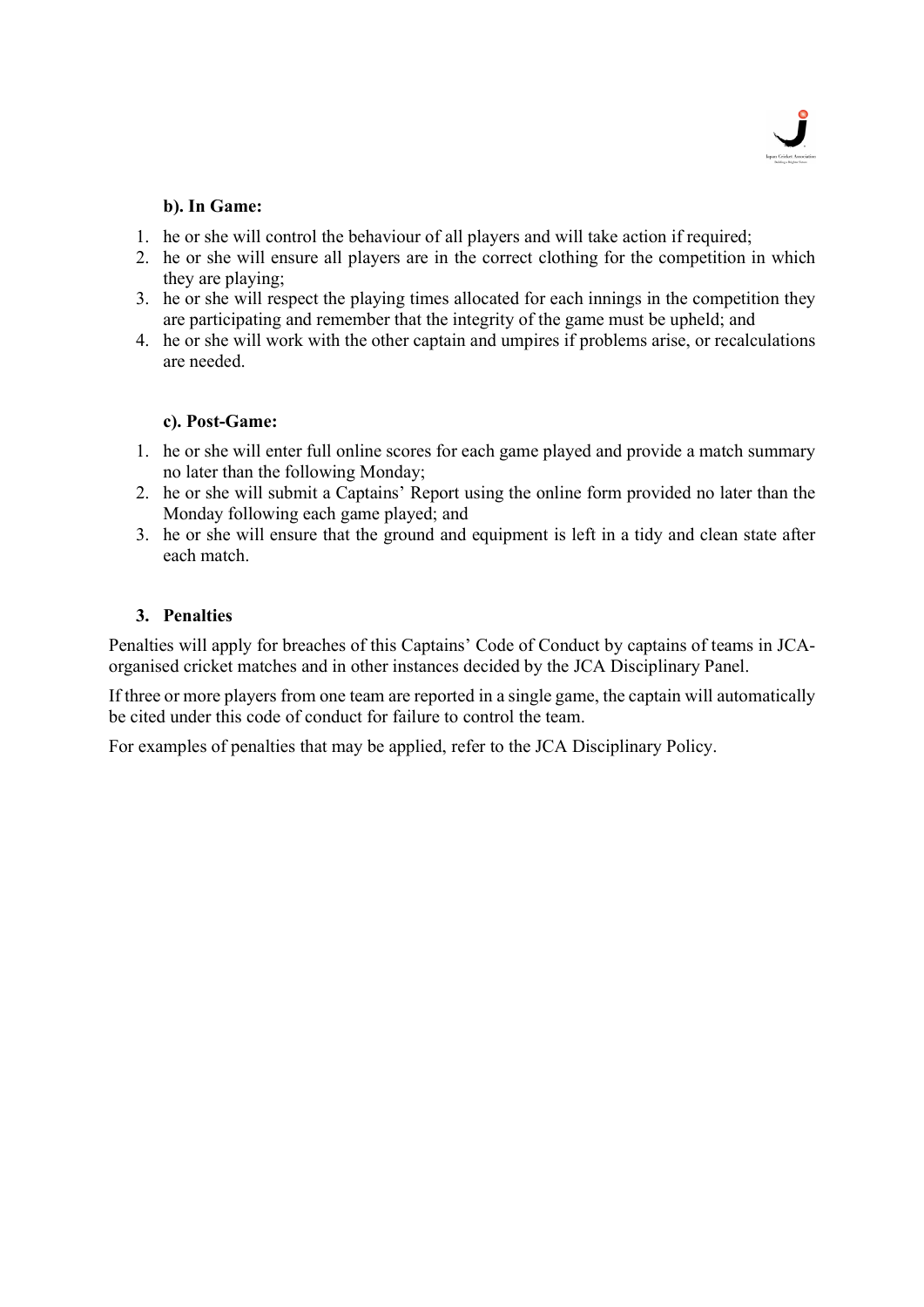#### b). In Game:

1. he or she will control the behaviour of all players and will take action if required;
2. he or she will ensure all players are in the correct clothing for the competition in which they are playing;
3. he or she will respect the playing times allocated for each innings in the competition they are participating and remember that the integrity of the game must be upheld; and
4. he or she will work with the other captain and umpires if problems arise, or recalculations are needed.

#### c). Post-Game:

1. he or she will enter full online scores for each game played and provide a match summary no later than the following Monday;
2. he or she will submit a Captains' Report using the online form provided no later than the Monday following each game played; and
3. he or she will ensure that the ground and equipment is left in a tidy and clean state after each match.

### 3. Penalties

Penalties will apply for breaches of this Captains' Code of Conduct by captains of teams in JCA-organised cricket matches and in other instances decided by the JCA Disciplinary Panel.

If three or more players from one team are reported in a single game, the captain will automatically be cited under this code of conduct for failure to control the team.

For examples of penalties that may be applied, refer to the JCA Disciplinary Policy.